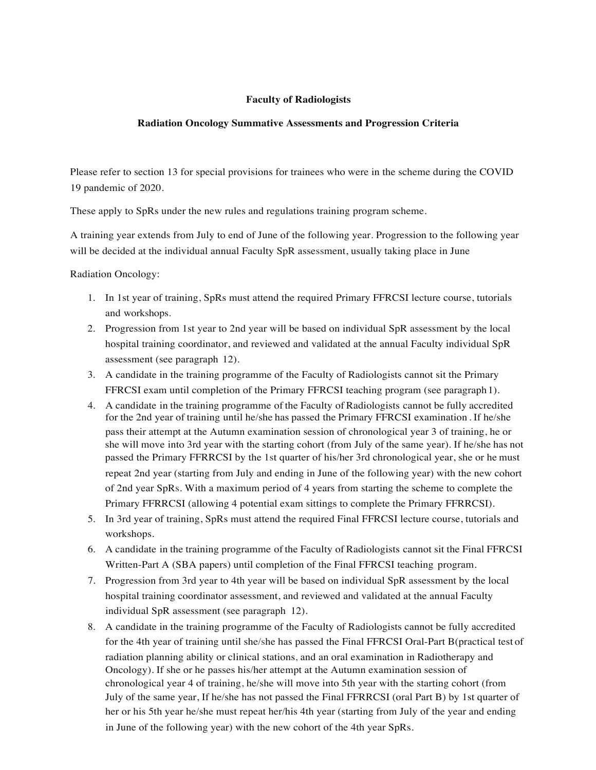**Faculty of Radiologists**

**Radiation Oncology Summative Assessments and Progression Criteria**

Please refer to section 13 for special provisions for trainees who were in the scheme during the COVID 19 pandemic of 2020.

These apply to SpRs under the new rules and regulations training program scheme.

A training year extends from July to end of June of the following year. Progression to the following year will be decided at the individual annual Faculty SpR assessment, usually taking place in June

Radiation Oncology:

1. In 1st year of training, SpRs must attend the required Primary FFRCSI lecture course, tutorials and workshops.
2. Progression from 1st year to 2nd year will be based on individual SpR assessment by the local hospital training coordinator, and reviewed and validated at the annual Faculty individual SpR assessment (see paragraph 12).
3. A candidate in the training programme of the Faculty of Radiologists cannot sit the Primary FFRCSI exam until completion of the Primary FFRCSI teaching program (see paragraph 1).
4. A candidate in the training programme of the Faculty of Radiologists cannot be fully accredited for the 2nd year of training until he/she has passed the Primary FFRCSI examination . If he/she pass their attempt at the Autumn examination session of chronological year 3 of training, he or she will move into 3rd year with the starting cohort (from July of the same year). If he/she has not passed the Primary FFRRCSI by the 1st quarter of his/her 3rd chronological year, she or he must repeat 2nd year (starting from July and ending in June of the following year) with the new cohort of 2nd year SpRs. With a maximum period of 4 years from starting the scheme to complete the Primary FFRRCSI (allowing 4 potential exam sittings to complete the Primary FFRRCSI).
5. In 3rd year of training, SpRs must attend the required Final FFRCSI lecture course, tutorials and workshops.
6. A candidate in the training programme of the Faculty of Radiologists cannot sit the Final FFRCSI Written-Part A (SBA papers) until completion of the Final FFRCSI teaching program.
7. Progression from 3rd year to 4th year will be based on individual SpR assessment by the local hospital training coordinator assessment, and reviewed and validated at the annual Faculty individual SpR assessment (see paragraph 12).
8. A candidate in the training programme of the Faculty of Radiologists cannot be fully accredited for the 4th year of training until she/she has passed the Final FFRCSI Oral-Part B(practical test of radiation planning ability or clinical stations, and an oral examination in Radiotherapy and Oncology). If she or he passes his/her attempt at the Autumn examination session of chronological year 4 of training, he/she will move into 5th year with the starting cohort (from July of the same year, If he/she has not passed the Final FFRRCSI (oral Part B) by 1st quarter of her or his 5th year he/she must repeat her/his 4th year (starting from July of the year and ending in June of the following year) with the new cohort of the 4th year SpRs.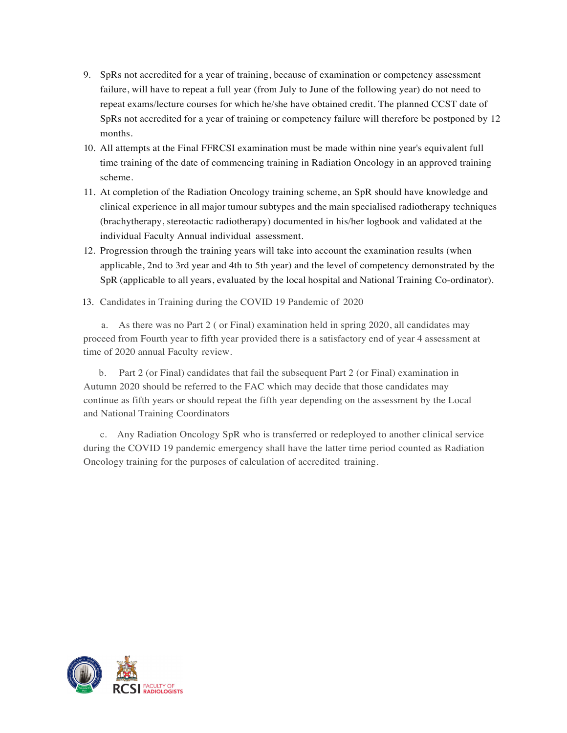9. SpRs not accredited for a year of training, because of examination or competency assessment failure, will have to repeat a full year (from July to June of the following year) do not need to repeat exams/lecture courses for which he/she have obtained credit. The planned CCST date of SpRs not accredited for a year of training or competency failure will therefore be postponed by 12 months.
10. All attempts at the Final FFRCSI examination must be made within nine year's equivalent full time training of the date of commencing training in Radiation Oncology in an approved training scheme.
11. At completion of the Radiation Oncology training scheme, an SpR should have knowledge and clinical experience in all major tumour subtypes and the main specialised radiotherapy techniques (brachytherapy, stereotactic radiotherapy) documented in his/her logbook and validated at the individual Faculty Annual individual assessment.
12. Progression through the training years will take into account the examination results (when applicable, 2nd to 3rd year and 4th to 5th year) and the level of competency demonstrated by the SpR (applicable to all years, evaluated by the local hospital and National Training Co-ordinator).
13. Candidates in Training during the COVID 19 Pandemic of 2020

a. As there was no Part 2 ( or Final) examination held in spring 2020, all candidates may proceed from Fourth year to fifth year provided there is a satisfactory end of year 4 assessment at time of 2020 annual Faculty review.

b. Part 2 (or Final) candidates that fail the subsequent Part 2 (or Final) examination in Autumn 2020 should be referred to the FAC which may decide that those candidates may continue as fifth years or should repeat the fifth year depending on the assessment by the Local and National Training Coordinators

c. Any Radiation Oncology SpR who is transferred or redeployed to another clinical service during the COVID 19 pandemic emergency shall have the latter time period counted as Radiation Oncology training for the purposes of calculation of accredited training.